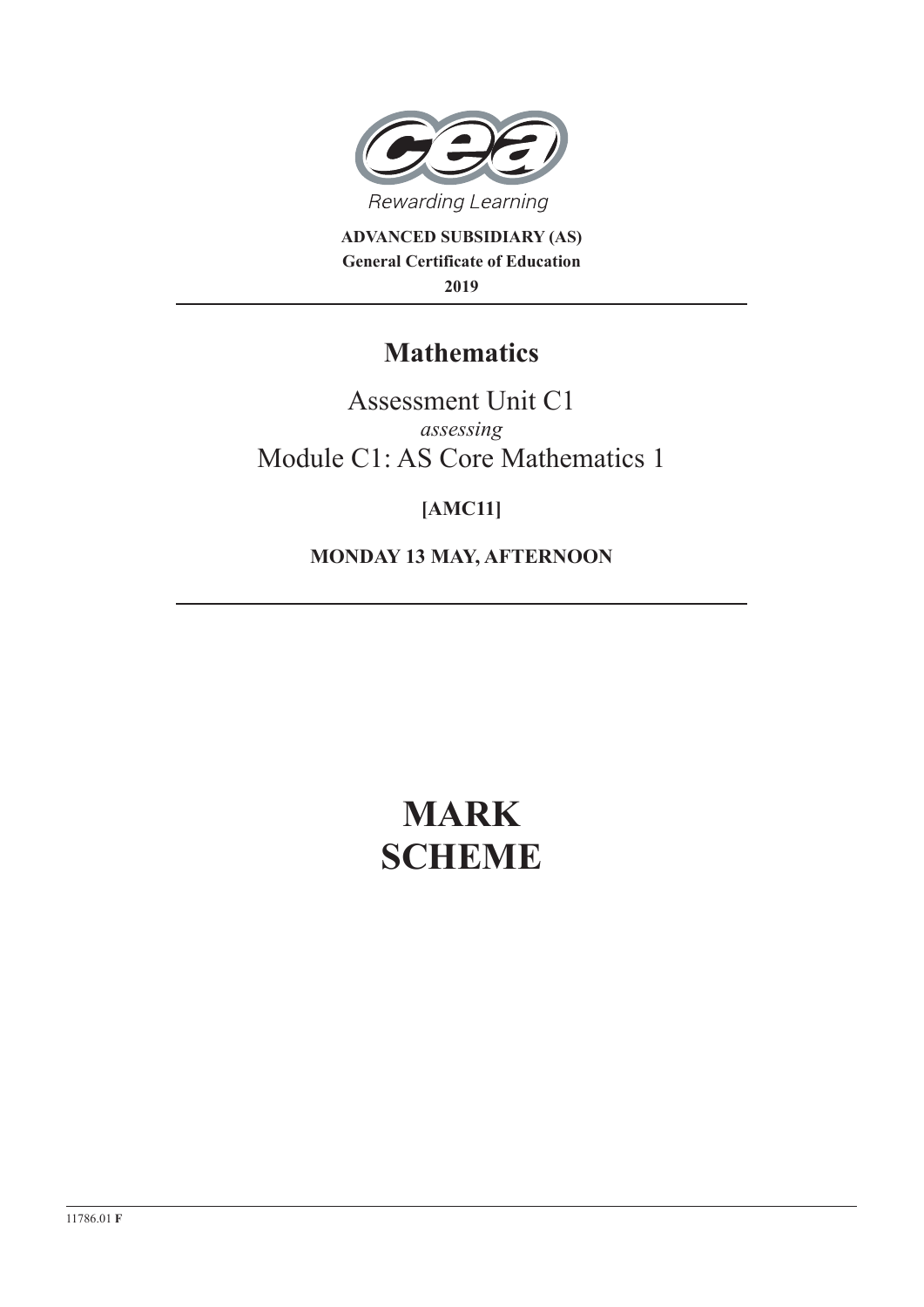Rewarding Learning

**ADVANCED SUBSIDIARY (AS)**
**General Certificate of Education**
**2019**

# Mathematics

## Assessment Unit C1
*assessing*
## Module C1: AS Core Mathematics 1

**[AMC11]**

**MONDAY 13 MAY, AFTERNOON**

# MARK SCHEME

11786.01 **F**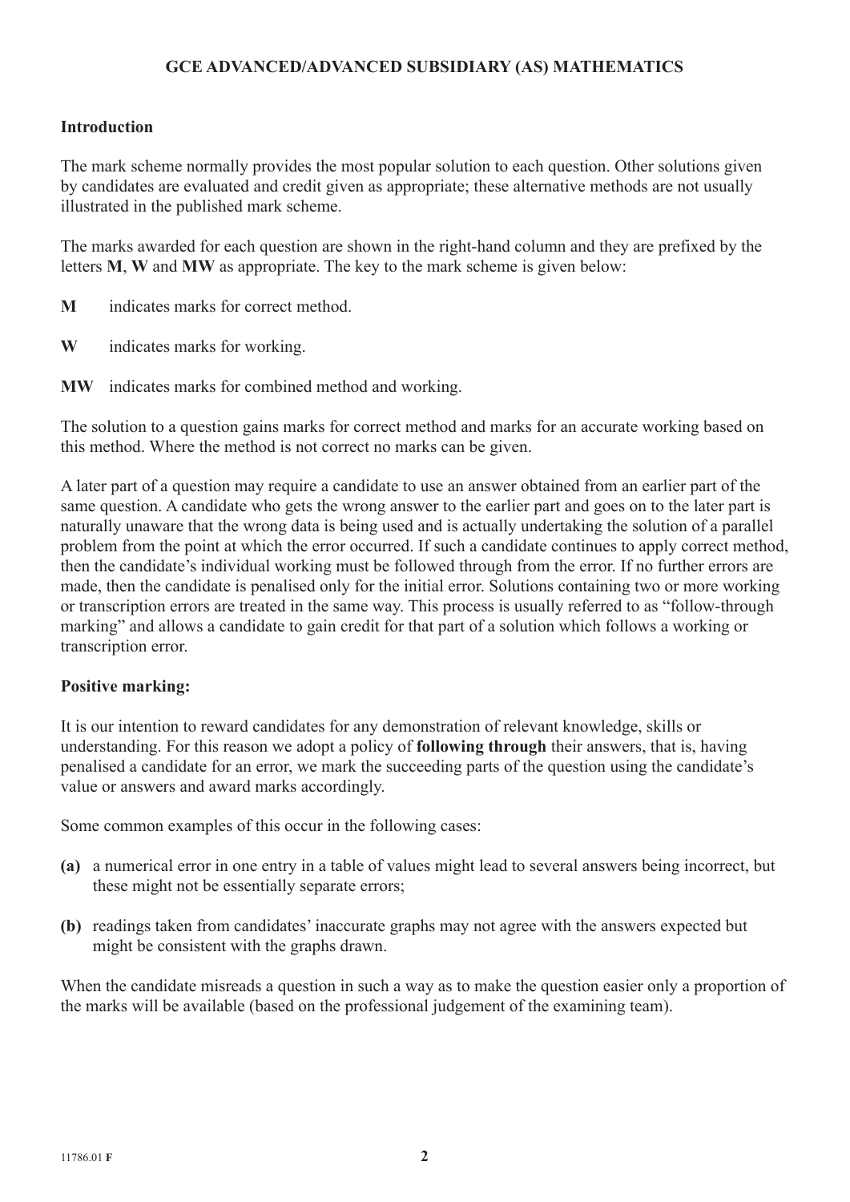# GCE ADVANCED/ADVANCED SUBSIDIARY (AS) MATHEMATICS

## Introduction

The mark scheme normally provides the most popular solution to each question. Other solutions given by candidates are evaluated and credit given as appropriate; these alternative methods are not usually illustrated in the published mark scheme.

The marks awarded for each question are shown in the right-hand column and they are prefixed by the letters **M**, **W** and **MW** as appropriate. The key to the mark scheme is given below:

**M** indicates marks for correct method.

**W** indicates marks for working.

**MW** indicates marks for combined method and working.

The solution to a question gains marks for correct method and marks for an accurate working based on this method. Where the method is not correct no marks can be given.

A later part of a question may require a candidate to use an answer obtained from an earlier part of the same question. A candidate who gets the wrong answer to the earlier part and goes on to the later part is naturally unaware that the wrong data is being used and is actually undertaking the solution of a parallel problem from the point at which the error occurred. If such a candidate continues to apply correct method, then the candidate's individual working must be followed through from the error. If no further errors are made, then the candidate is penalised only for the initial error. Solutions containing two or more working or transcription errors are treated in the same way. This process is usually referred to as "follow-through marking" and allows a candidate to gain credit for that part of a solution which follows a working or transcription error.

## Positive marking:

It is our intention to reward candidates for any demonstration of relevant knowledge, skills or understanding. For this reason we adopt a policy of **following through** their answers, that is, having penalised a candidate for an error, we mark the succeeding parts of the question using the candidate's value or answers and award marks accordingly.

Some common examples of this occur in the following cases:

**(a)** a numerical error in one entry in a table of values might lead to several answers being incorrect, but these might not be essentially separate errors;

**(b)** readings taken from candidates' inaccurate graphs may not agree with the answers expected but might be consistent with the graphs drawn.

When the candidate misreads a question in such a way as to make the question easier only a proportion of the marks will be available (based on the professional judgement of the examining team).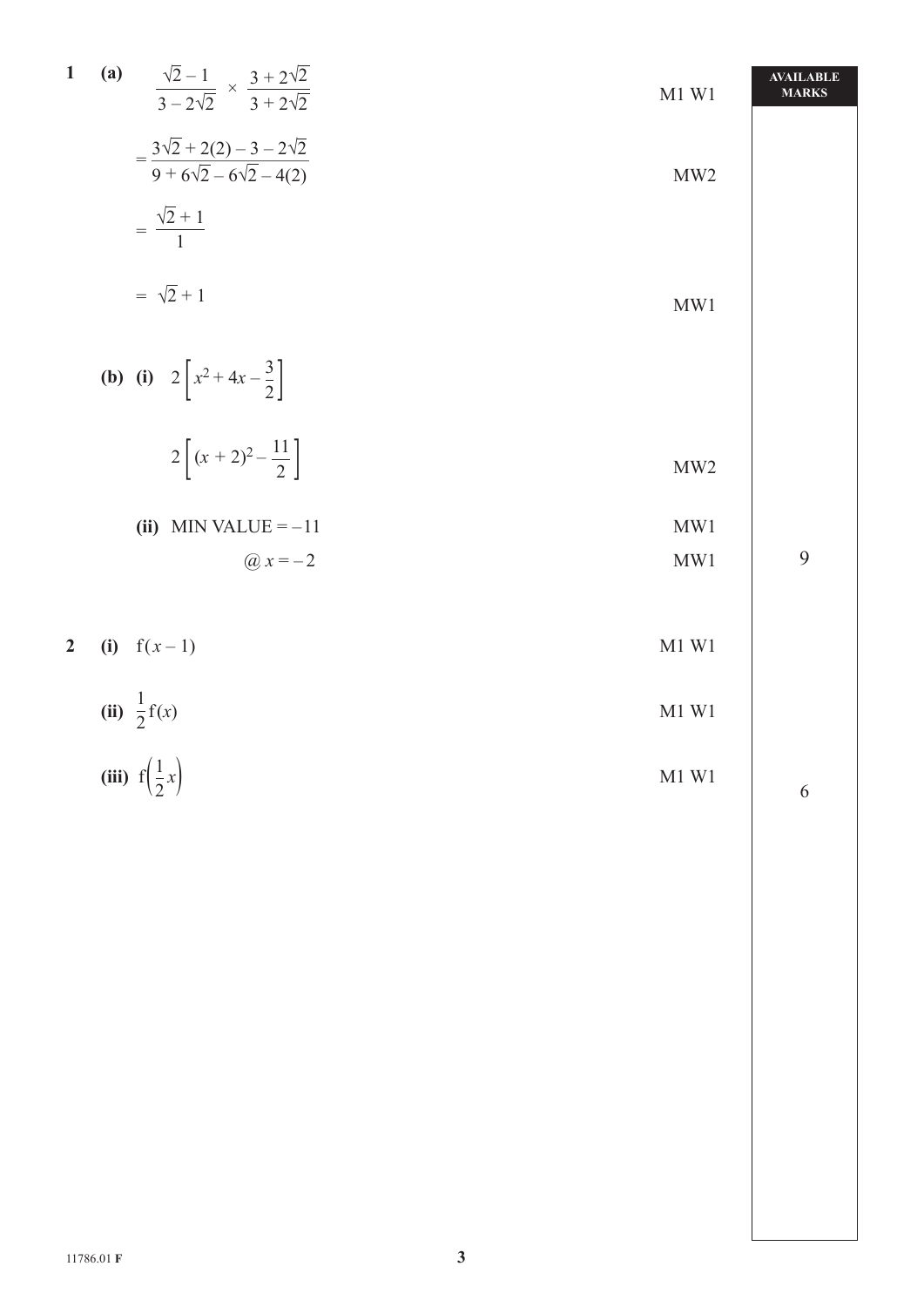| | | AVAILABLE MARKS |
|---|---|---|
| **1** **(a)** $\dfrac{\sqrt{2}-1}{3-2\sqrt{2}} \times \dfrac{3+2\sqrt{2}}{3+2\sqrt{2}}$ | M1 W1 | |
| $= \dfrac{3\sqrt{2}+2(2)-3-2\sqrt{2}}{9+6\sqrt{2}-6\sqrt{2}-4(2)}$ | MW2 | |
| $= \dfrac{\sqrt{2}+1}{1}$ | | |
| $= \sqrt{2}+1$ | MW1 | |
| **(b)** **(i)** $2\left[x^2+4x-\dfrac{3}{2}\right]$ | | |
| $2\left[(x+2)^2-\dfrac{11}{2}\right]$ | MW2 | |
| **(ii)** MIN VALUE $= -11$ | MW1 | |
| @ $x = -2$ | MW1 | 9 |
| **2** **(i)** $f(x-1)$ | M1 W1 | |
| **(ii)** $\dfrac{1}{2}f(x)$ | M1 W1 | |
| **(iii)** $f\left(\dfrac{1}{2}x\right)$ | M1 W1 | 6 |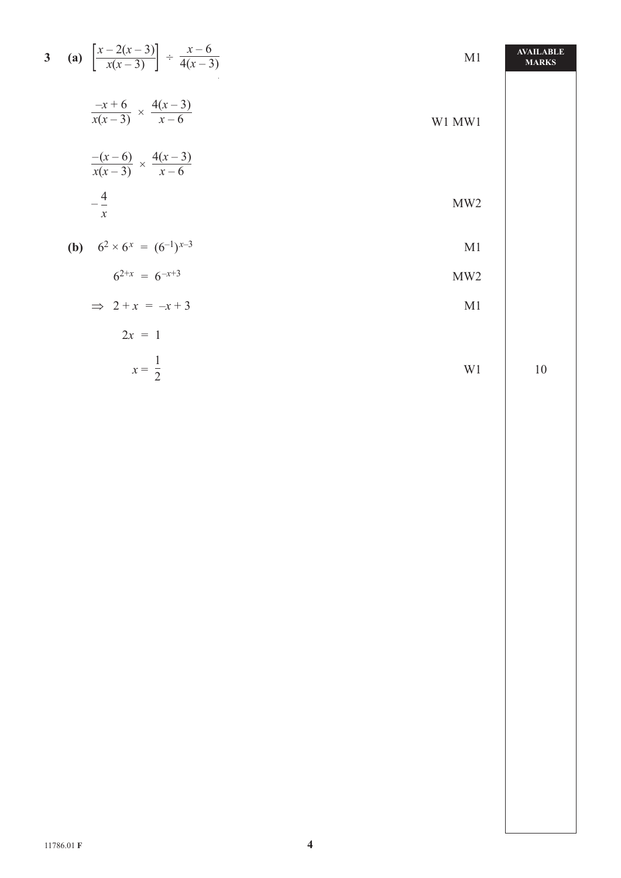| | | AVAILABLE MARKS |
|---|---|---|
| **3** **(a)** $\left[\dfrac{x-2(x-3)}{x(x-3)}\right] \div \dfrac{x-6}{4(x-3)}$ | M1 | |
| $\dfrac{-x+6}{x(x-3)} \times \dfrac{4(x-3)}{x-6}$ | W1 MW1 | |
| $\dfrac{-(x-6)}{x(x-3)} \times \dfrac{4(x-3)}{x-6}$ | | |
| $-\dfrac{4}{x}$ | MW2 | |
| **(b)** $6^2 \times 6^x = (6^{-1})^{x-3}$ | M1 | |
| $6^{2+x} = 6^{-x+3}$ | MW2 | |
| $\Rightarrow\ 2+x = -x+3$ | M1 | |
| $2x = 1$ | | |
| $x = \dfrac{1}{2}$ | W1 | 10 |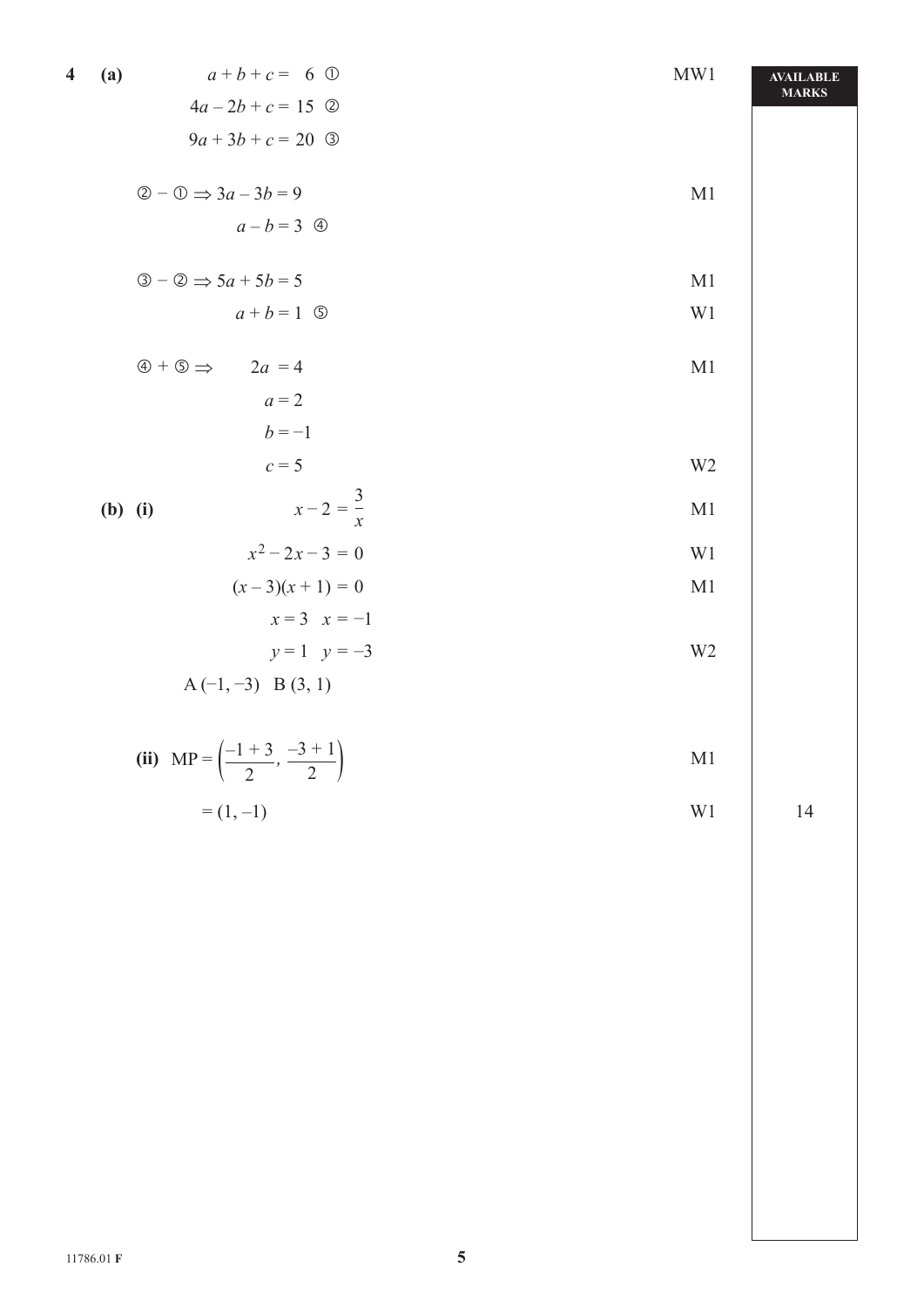**4 (a)**

| | Marks | AVAILABLE MARKS |
|---|---|---|
| $a + b + c = 6$ ① | MW1 | |
| $4a - 2b + c = 15$ ② | | |
| $9a + 3b + c = 20$ ③ | | |
| ② − ① $\Rightarrow 3a - 3b = 9$ | M1 | |
| $a - b = 3$ ④ | | |
| ③ − ② $\Rightarrow 5a + 5b = 5$ | M1 | |
| $a + b = 1$ ⑤ | W1 | |
| ④ + ⑤ $\Rightarrow 2a = 4$ | M1 | |
| $a = 2$ | | |
| $b = -1$ | | |
| $c = 5$ | W2 | |

**(b) (i)**

| | Marks | AVAILABLE MARKS |
|---|---|---|
| $x - 2 = \frac{3}{x}$ | M1 | |
| $x^2 - 2x - 3 = 0$ | W1 | |
| $(x - 3)(x + 1) = 0$ | M1 | |
| $x = 3 \quad x = -1$ | | |
| $y = 1 \quad y = -3$ | W2 | |
| A $(-1, -3)$ B $(3, 1)$ | | |

**(ii)**

| | Marks | AVAILABLE MARKS |
|---|---|---|
| $\text{MP} = \left(\frac{-1+3}{2}, \frac{-3+1}{2}\right)$ | M1 | |
| $= (1, -1)$ | W1 | 14 |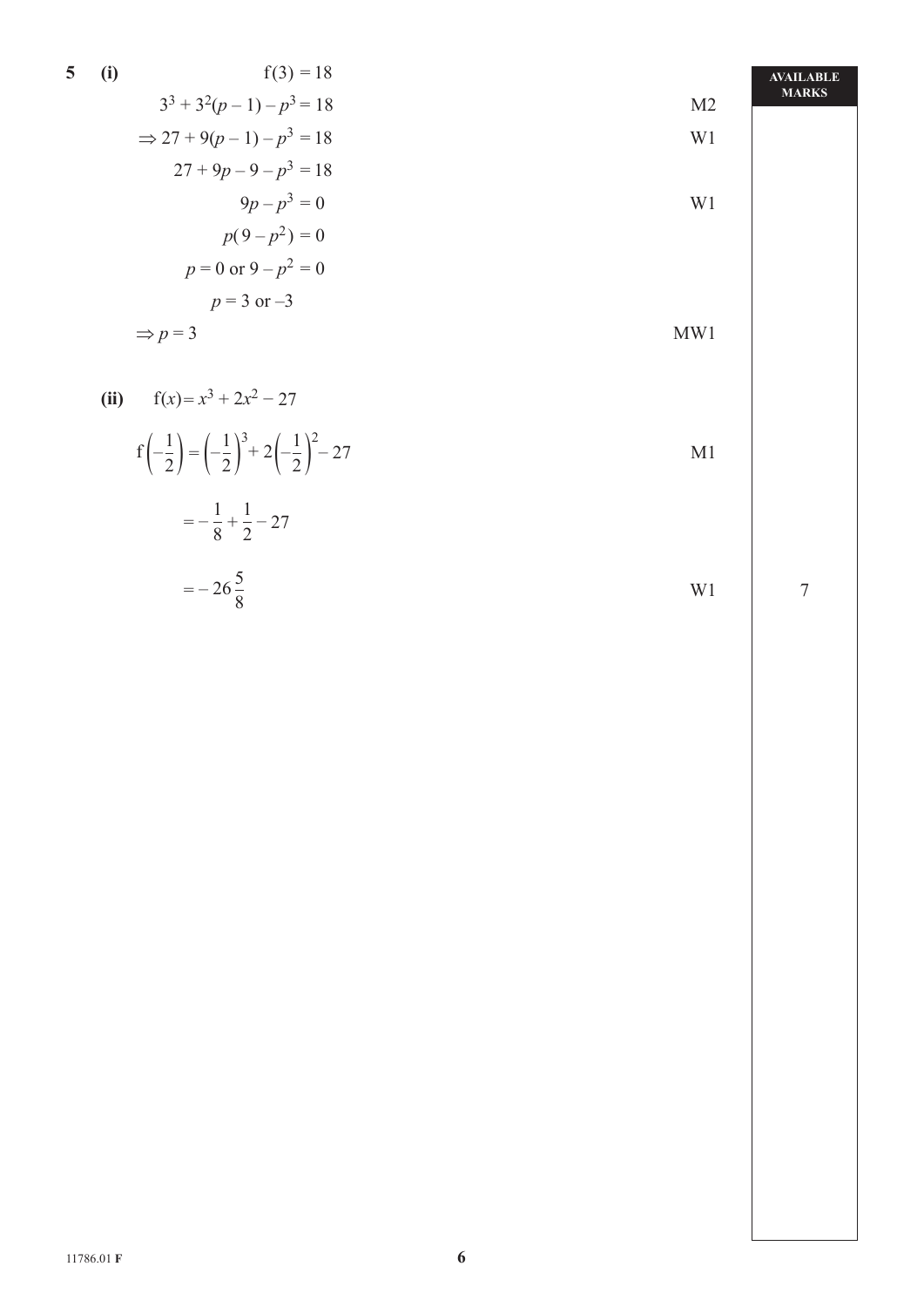| | | AVAILABLE MARKS |
|---|---|---|
| **5** **(i)** $f(3) = 18$ | | |
| $3^3 + 3^2(p-1) - p^3 = 18$ | M2 | |
| $\Rightarrow 27 + 9(p-1) - p^3 = 18$ | W1 | |
| $27 + 9p - 9 - p^3 = 18$ | | |
| $9p - p^3 = 0$ | W1 | |
| $p(9 - p^2) = 0$ | | |
| $p = 0$ or $9 - p^2 = 0$ | | |
| $p = 3$ or $-3$ | | |
| $\Rightarrow p = 3$ | MW1 | |
| **(ii)** $f(x) = x^3 + 2x^2 - 27$ | | |
| $f\left(-\frac{1}{2}\right) = \left(-\frac{1}{2}\right)^3 + 2\left(-\frac{1}{2}\right)^2 - 27$ | M1 | |
| $= -\frac{1}{8} + \frac{1}{2} - 27$ | | |
| $= -26\frac{5}{8}$ | W1 | 7 |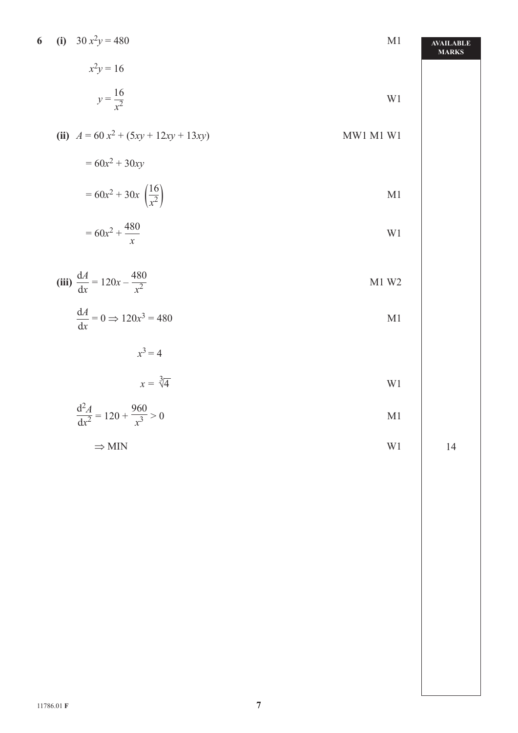**6** **(i)** $30x^2y = 480$ M1

$x^2y = 16$

$y = \dfrac{16}{x^2}$ W1

**(ii)** $A = 60x^2 + (5xy + 12xy + 13xy)$ MW1 M1 W1

$= 60x^2 + 30xy$

$= 60x^2 + 30x\left(\dfrac{16}{x^2}\right)$ M1

$= 60x^2 + \dfrac{480}{x}$ W1

**(iii)** $\dfrac{dA}{dx} = 120x - \dfrac{480}{x^2}$ M1 W2

$\dfrac{dA}{dx} = 0 \Rightarrow 120x^3 = 480$ M1

$x^3 = 4$

$x = \sqrt[3]{4}$ W1

$\dfrac{d^2A}{dx^2} = 120 + \dfrac{960}{x^3} > 0$ M1

$\Rightarrow$ MIN W1

AVAILABLE MARKS: 14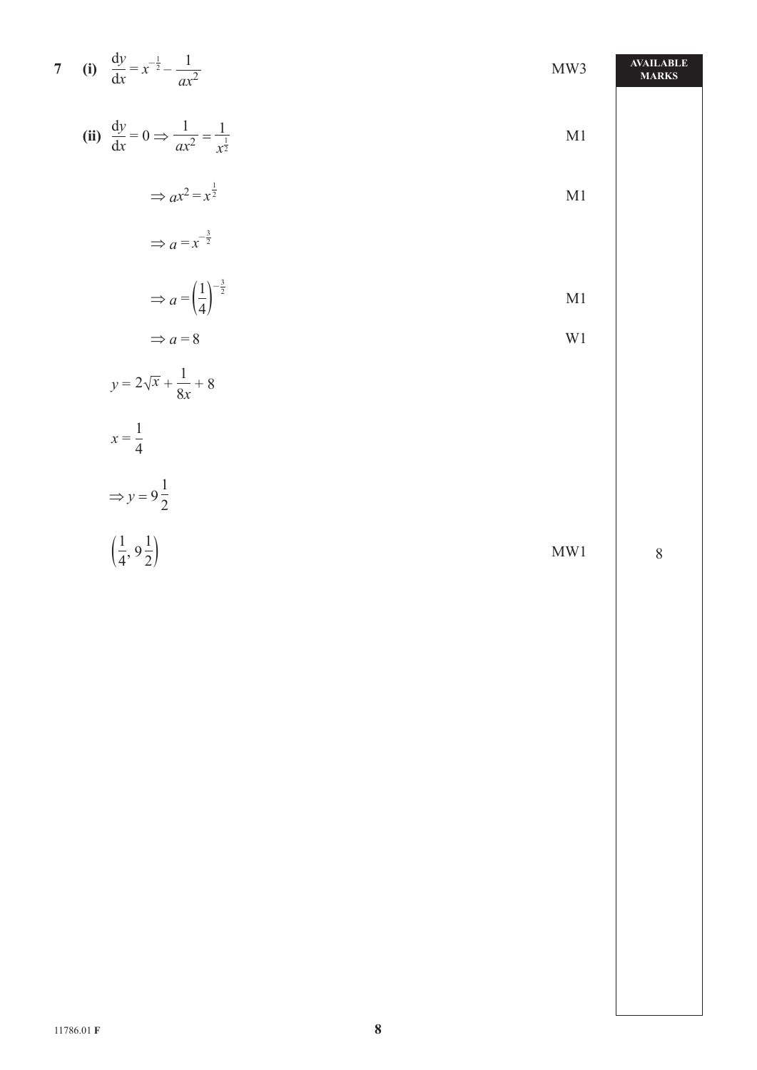**7** **(i)** $\dfrac{dy}{dx} = x^{-\frac{1}{2}} - \dfrac{1}{ax^2}$ MW3

**AVAILABLE MARKS**

**(ii)** $\dfrac{dy}{dx} = 0 \Rightarrow \dfrac{1}{ax^2} = \dfrac{1}{x^{\frac{1}{2}}}$ M1

$\Rightarrow ax^2 = x^{\frac{1}{2}}$ M1

$\Rightarrow a = x^{-\frac{3}{2}}$

$\Rightarrow a = \left(\dfrac{1}{4}\right)^{-\frac{3}{2}}$ M1

$\Rightarrow a = 8$ W1

$y = 2\sqrt{x} + \dfrac{1}{8x} + 8$

$x = \dfrac{1}{4}$

$\Rightarrow y = 9\dfrac{1}{2}$

$\left(\dfrac{1}{4}, 9\dfrac{1}{2}\right)$ MW1 8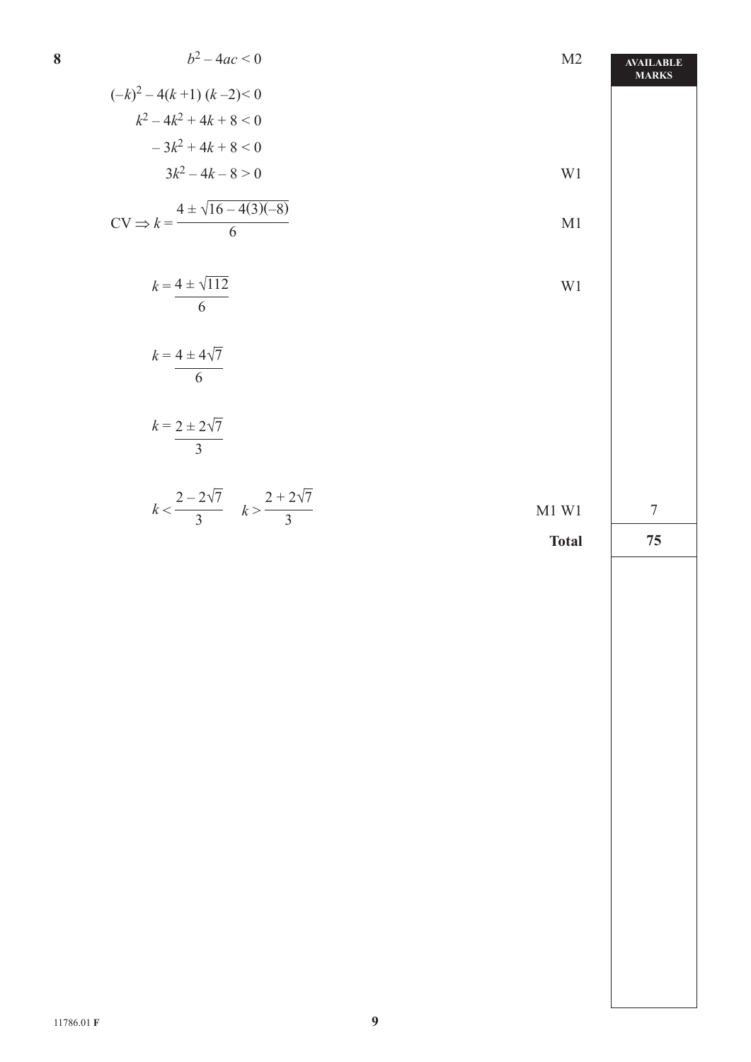| | | | AVAILABLE MARKS |
|---|---|---|---|
| **8** | $b^2 - 4ac < 0$ | M2 | |
| | $(-k)^2 - 4(k+1)(k-2) < 0$ | | |
| | $k^2 - 4k^2 + 4k + 8 < 0$ | | |
| | $-3k^2 + 4k + 8 < 0$ | | |
| | $3k^2 - 4k - 8 > 0$ | W1 | |
| | $\text{CV} \Rightarrow k = \dfrac{4 \pm \sqrt{16 - 4(3)(-8)}}{6}$ | M1 | |
| | $k = \dfrac{4 \pm \sqrt{112}}{6}$ | W1 | |
| | $k = \dfrac{4 \pm 4\sqrt{7}}{6}$ | | |
| | $k = \dfrac{2 \pm 2\sqrt{7}}{3}$ | | |
| | $k < \dfrac{2 - 2\sqrt{7}}{3} \quad k > \dfrac{2 + 2\sqrt{7}}{3}$ | M1 W1 | 7 |
| | | **Total** | **75** |